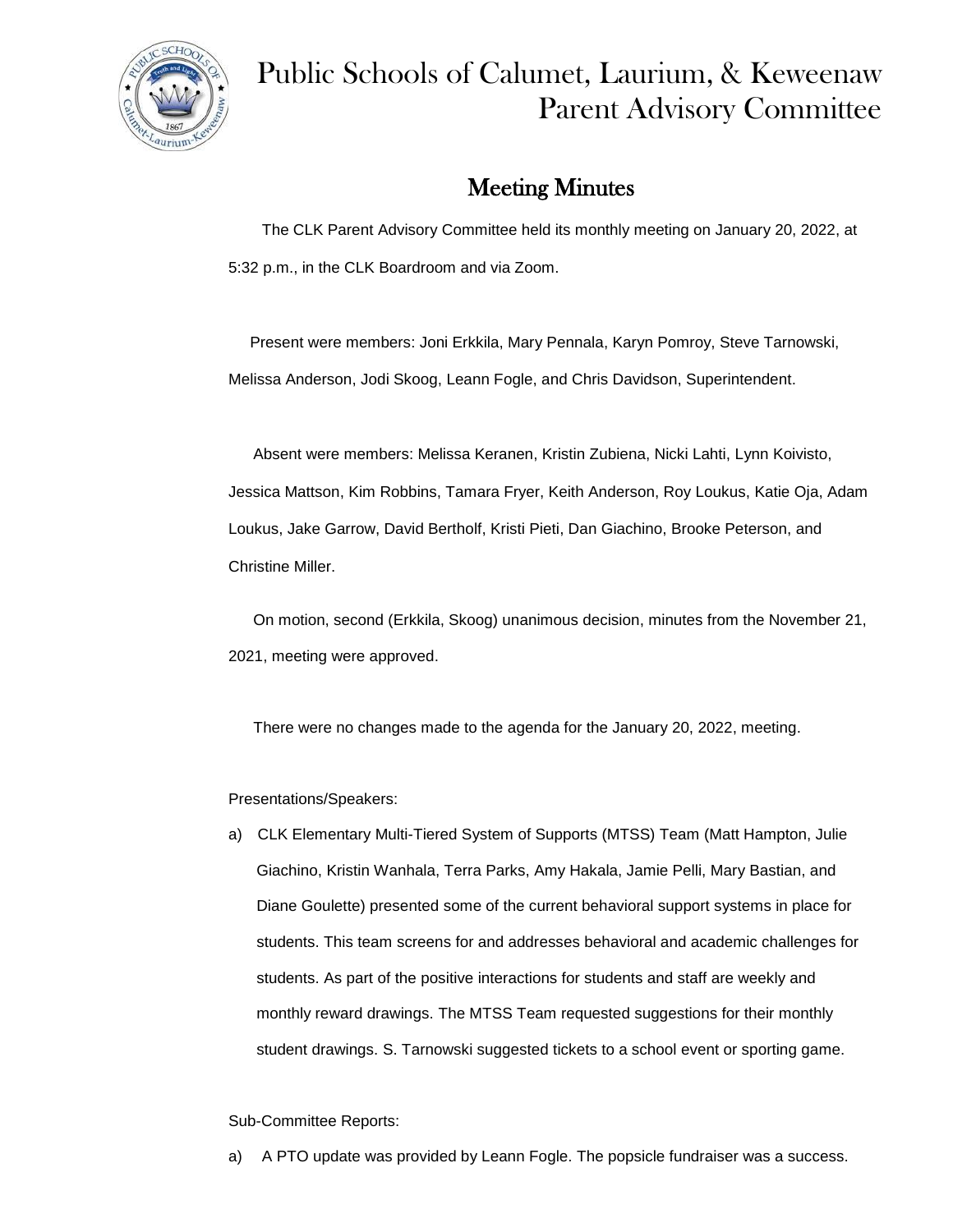# Public Schools of Calumet, Laurium, & Keweenaw Parent Advisory Committee

## Meeting Minutes

The CLK Parent Advisory Committee held its monthly meeting on January 20, 2022, at 5:32 p.m., in the CLK Boardroom and via Zoom.

Present were members: Joni Erkkila, Mary Pennala, Karyn Pomroy, Steve Tarnowski, Melissa Anderson, Jodi Skoog, Leann Fogle, and Chris Davidson, Superintendent.

Absent were members: Melissa Keranen, Kristin Zubiena, Nicki Lahti, Lynn Koivisto, Jessica Mattson, Kim Robbins, Tamara Fryer, Keith Anderson, Roy Loukus, Katie Oja, Adam Loukus, Jake Garrow, David Bertholf, Kristi Pieti, Dan Giachino, Brooke Peterson, and Christine Miller.

On motion, second (Erkkila, Skoog) unanimous decision, minutes from the November 21, 2021, meeting were approved.

There were no changes made to the agenda for the January 20, 2022, meeting.

Presentations/Speakers:

a) CLK Elementary Multi-Tiered System of Supports (MTSS) Team (Matt Hampton, Julie Giachino, Kristin Wanhala, Terra Parks, Amy Hakala, Jamie Pelli, Mary Bastian, and Diane Goulette) presented some of the current behavioral support systems in place for students. This team screens for and addresses behavioral and academic challenges for students. As part of the positive interactions for students and staff are weekly and monthly reward drawings. The MTSS Team requested suggestions for their monthly student drawings. S. Tarnowski suggested tickets to a school event or sporting game.

Sub-Committee Reports:

a) A PTO update was provided by Leann Fogle. The popsicle fundraiser was a success.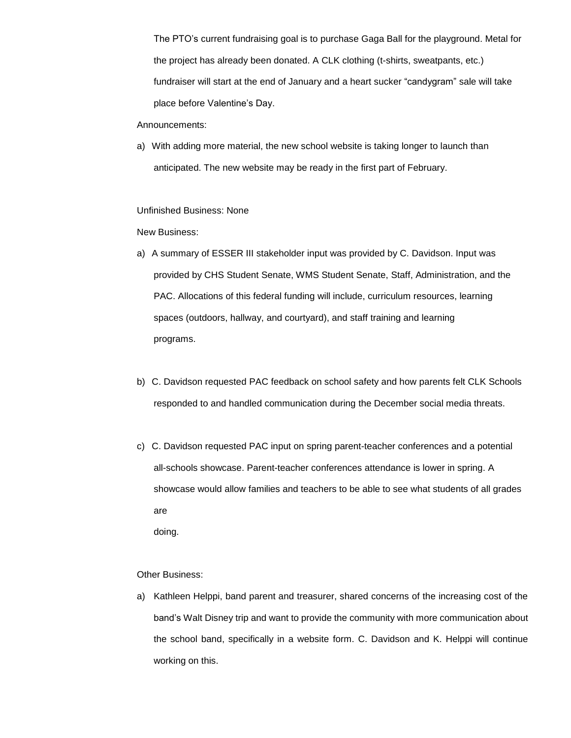The PTO's current fundraising goal is to purchase Gaga Ball for the playground. Metal for the project has already been donated. A CLK clothing (t-shirts, sweatpants, etc.) fundraiser will start at the end of January and a heart sucker "candygram" sale will take place before Valentine's Day.

Announcements:

a) With adding more material, the new school website is taking longer to launch than anticipated. The new website may be ready in the first part of February.

Unfinished Business: None

New Business:

a) A summary of ESSER III stakeholder input was provided by C. Davidson. Input was provided by CHS Student Senate, WMS Student Senate, Staff, Administration, and the PAC. Allocations of this federal funding will include, curriculum resources, learning spaces (outdoors, hallway, and courtyard), and staff training and learning programs.

b) C. Davidson requested PAC feedback on school safety and how parents felt CLK Schools responded to and handled communication during the December social media threats.

c) C. Davidson requested PAC input on spring parent-teacher conferences and a potential all-schools showcase. Parent-teacher conferences attendance is lower in spring. A showcase would allow families and teachers to be able to see what students of all grades are doing.

Other Business:

a) Kathleen Helppi, band parent and treasurer, shared concerns of the increasing cost of the band's Walt Disney trip and want to provide the community with more communication about the school band, specifically in a website form. C. Davidson and K. Helppi will continue working on this.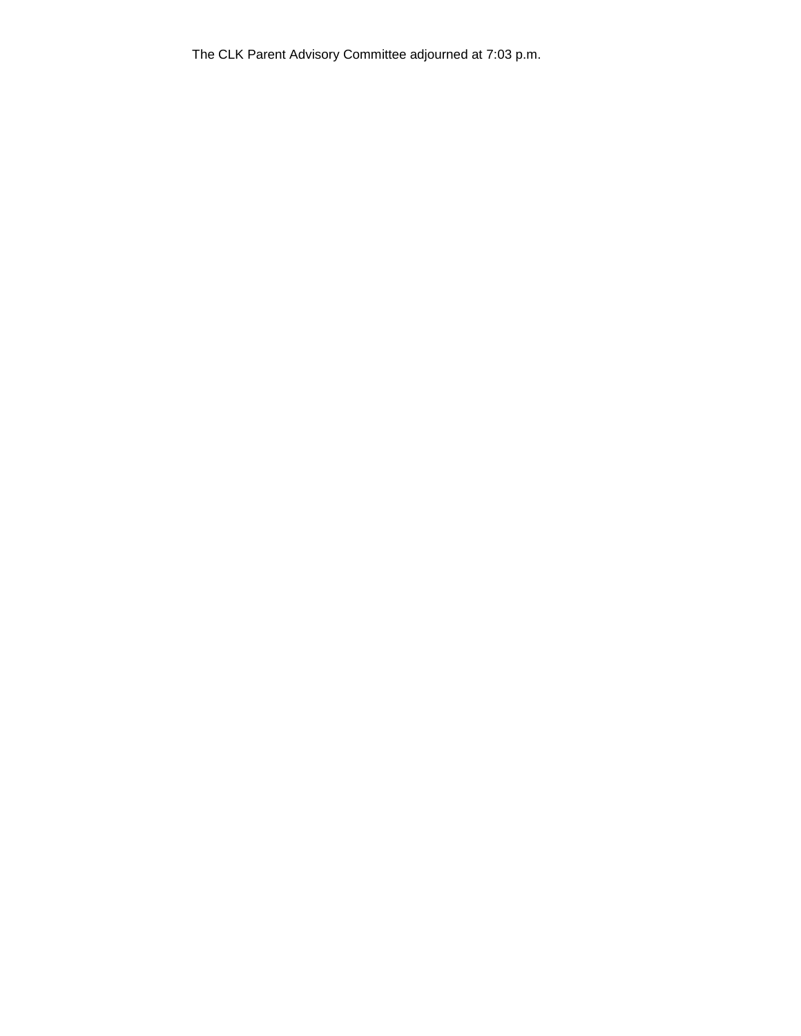The CLK Parent Advisory Committee adjourned at 7:03 p.m.